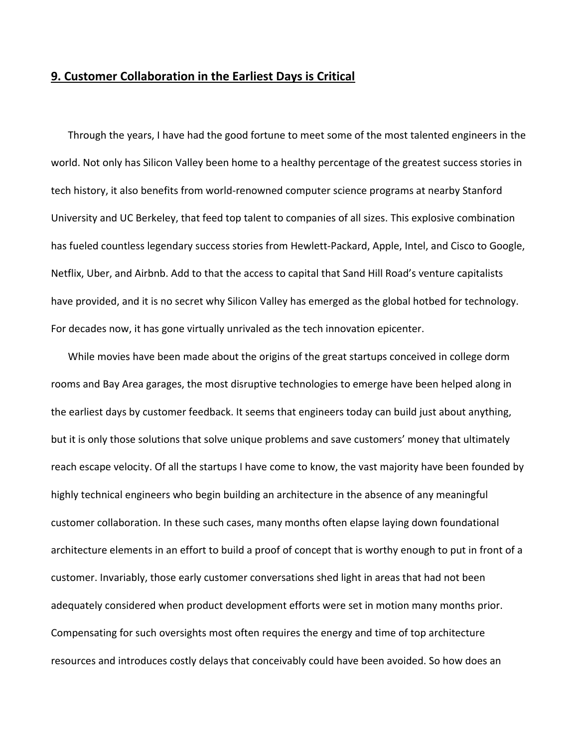## 9. Customer Collaboration in the Earliest Days is Critical

Through the years, I have had the good fortune to meet some of the most talented engineers in the world. Not only has Silicon Valley been home to a healthy percentage of the greatest success stories in tech history, it also benefits from world-renowned computer science programs at nearby Stanford University and UC Berkeley, that feed top talent to companies of all sizes. This explosive combination has fueled countless legendary success stories from Hewlett-Packard, Apple, Intel, and Cisco to Google, Netflix, Uber, and Airbnb. Add to that the access to capital that Sand Hill Road's venture capitalists have provided, and it is no secret why Silicon Valley has emerged as the global hotbed for technology. For decades now, it has gone virtually unrivaled as the tech innovation epicenter.

While movies have been made about the origins of the great startups conceived in college dorm rooms and Bay Area garages, the most disruptive technologies to emerge have been helped along in the earliest days by customer feedback. It seems that engineers today can build just about anything, but it is only those solutions that solve unique problems and save customers' money that ultimately reach escape velocity. Of all the startups I have come to know, the vast majority have been founded by highly technical engineers who begin building an architecture in the absence of any meaningful customer collaboration. In these such cases, many months often elapse laying down foundational architecture elements in an effort to build a proof of concept that is worthy enough to put in front of a customer. Invariably, those early customer conversations shed light in areas that had not been adequately considered when product development efforts were set in motion many months prior. Compensating for such oversights most often requires the energy and time of top architecture resources and introduces costly delays that conceivably could have been avoided. So how does an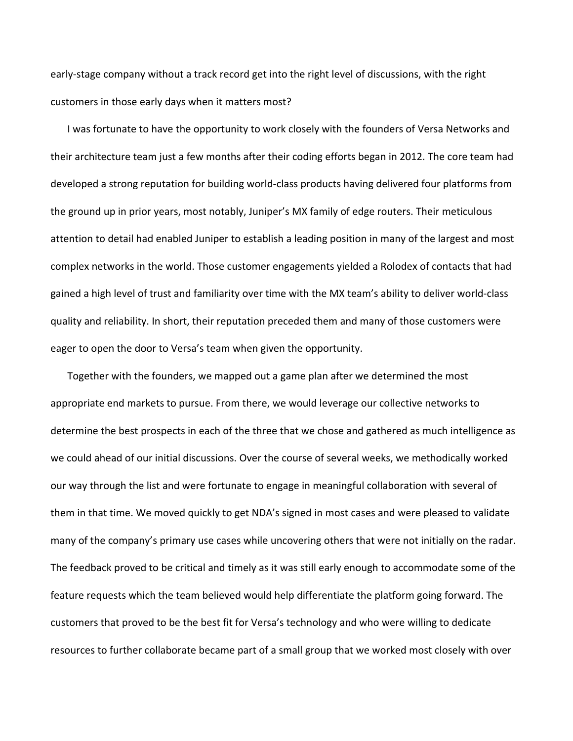early-stage company without a track record get into the right level of discussions, with the right customers in those early days when it matters most?

I was fortunate to have the opportunity to work closely with the founders of Versa Networks and their architecture team just a few months after their coding efforts began in 2012. The core team had developed a strong reputation for building world-class products having delivered four platforms from the ground up in prior years, most notably, Juniper's MX family of edge routers. Their meticulous attention to detail had enabled Juniper to establish a leading position in many of the largest and most complex networks in the world. Those customer engagements yielded a Rolodex of contacts that had gained a high level of trust and familiarity over time with the MX team's ability to deliver world-class quality and reliability. In short, their reputation preceded them and many of those customers were eager to open the door to Versa's team when given the opportunity.

Together with the founders, we mapped out a game plan after we determined the most appropriate end markets to pursue. From there, we would leverage our collective networks to determine the best prospects in each of the three that we chose and gathered as much intelligence as we could ahead of our initial discussions. Over the course of several weeks, we methodically worked our way through the list and were fortunate to engage in meaningful collaboration with several of them in that time. We moved quickly to get NDA's signed in most cases and were pleased to validate many of the company's primary use cases while uncovering others that were not initially on the radar. The feedback proved to be critical and timely as it was still early enough to accommodate some of the feature requests which the team believed would help differentiate the platform going forward. The customers that proved to be the best fit for Versa's technology and who were willing to dedicate resources to further collaborate became part of a small group that we worked most closely with over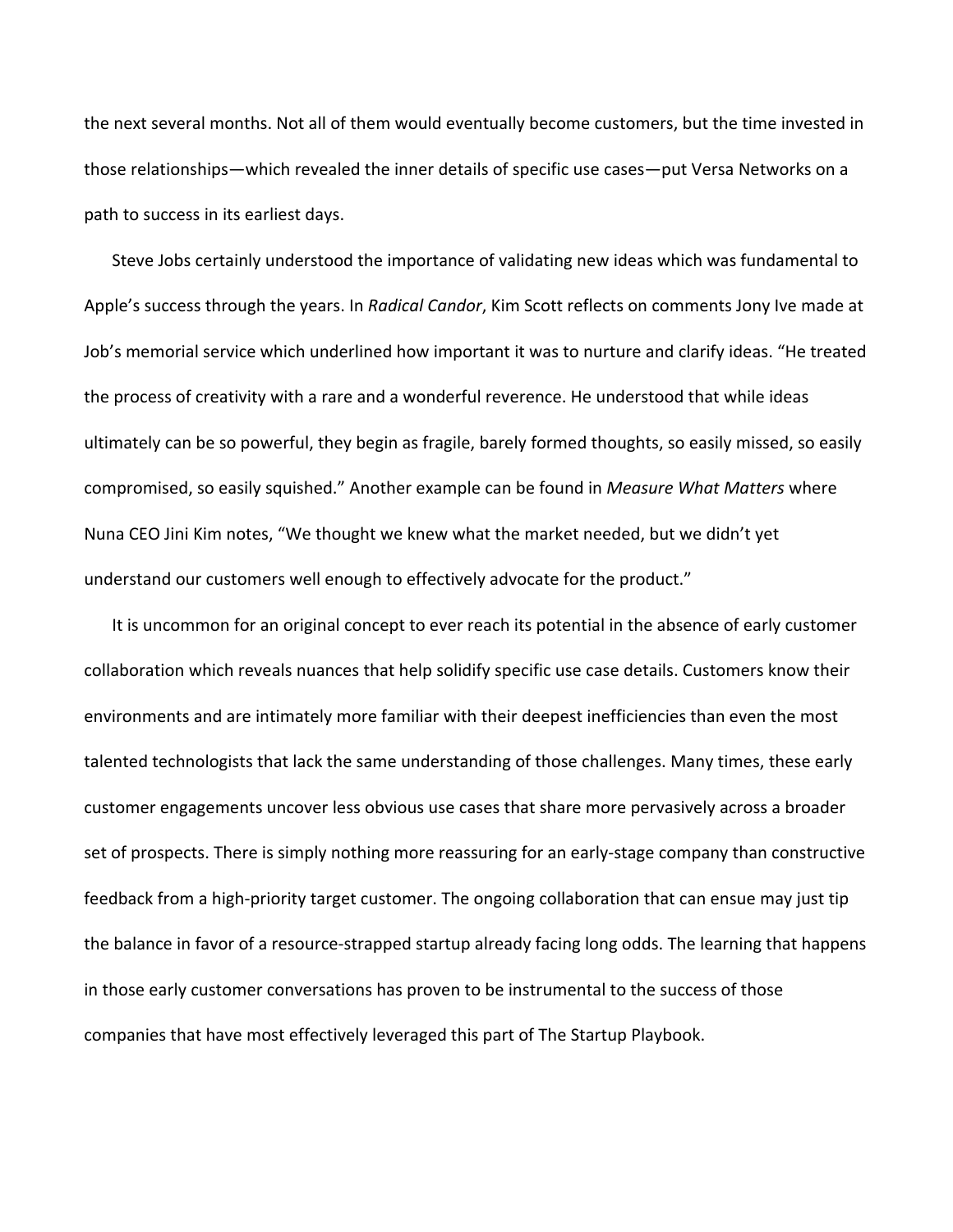the next several months. Not all of them would eventually become customers, but the time invested in those relationships—which revealed the inner details of specific use cases—put Versa Networks on a path to success in its earliest days.

Steve Jobs certainly understood the importance of validating new ideas which was fundamental to Apple's success through the years. In *Radical Candor*, Kim Scott reflects on comments Jony Ive made at Job's memorial service which underlined how important it was to nurture and clarify ideas. "He treated the process of creativity with a rare and a wonderful reverence. He understood that while ideas ultimately can be so powerful, they begin as fragile, barely formed thoughts, so easily missed, so easily compromised, so easily squished." Another example can be found in *Measure What Matters* where Nuna CEO Jini Kim notes, "We thought we knew what the market needed, but we didn't yet understand our customers well enough to effectively advocate for the product."

It is uncommon for an original concept to ever reach its potential in the absence of early customer collaboration which reveals nuances that help solidify specific use case details. Customers know their environments and are intimately more familiar with their deepest inefficiencies than even the most talented technologists that lack the same understanding of those challenges. Many times, these early customer engagements uncover less obvious use cases that share more pervasively across a broader set of prospects. There is simply nothing more reassuring for an early-stage company than constructive feedback from a high-priority target customer. The ongoing collaboration that can ensue may just tip the balance in favor of a resource-strapped startup already facing long odds. The learning that happens in those early customer conversations has proven to be instrumental to the success of those companies that have most effectively leveraged this part of The Startup Playbook.